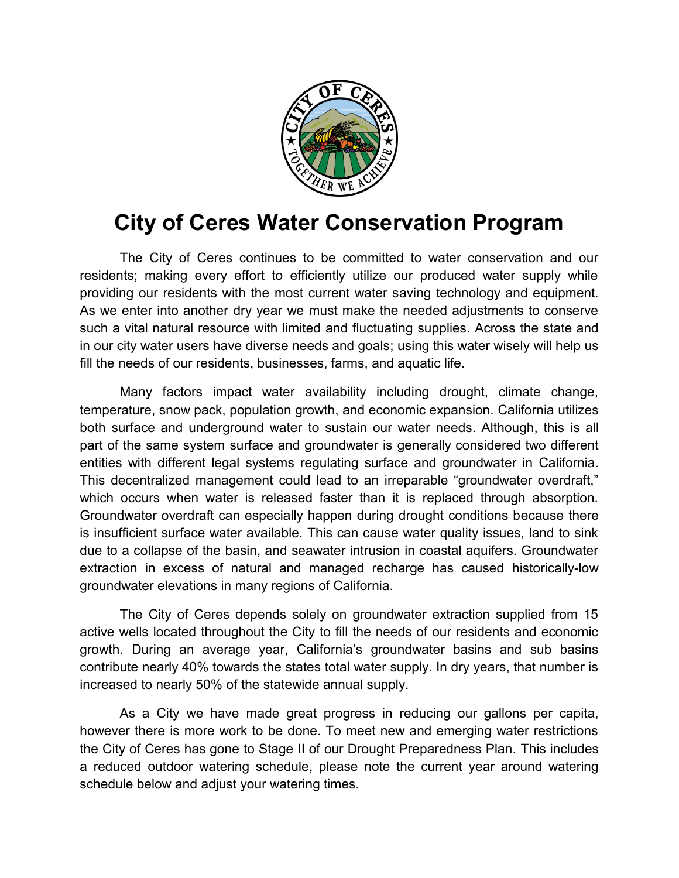# City of Ceres Water Conservation Program

The City of Ceres continues to be committed to water conservation and our residents; making every effort to efficiently utilize our produced water supply while providing our residents with the most current water saving technology and equipment. As we enter into another dry year we must make the needed adjustments to conserve such a vital natural resource with limited and fluctuating supplies. Across the state and in our city water users have diverse needs and goals; using this water wisely will help us fill the needs of our residents, businesses, farms, and aquatic life.

Many factors impact water availability including drought, climate change, temperature, snow pack, population growth, and economic expansion. California utilizes both surface and underground water to sustain our water needs. Although, this is all part of the same system surface and groundwater is generally considered two different entities with different legal systems regulating surface and groundwater in California. This decentralized management could lead to an irreparable "groundwater overdraft," which occurs when water is released faster than it is replaced through absorption. Groundwater overdraft can especially happen during drought conditions because there is insufficient surface water available. This can cause water quality issues, land to sink due to a collapse of the basin, and seawater intrusion in coastal aquifers. Groundwater extraction in excess of natural and managed recharge has caused historically-low groundwater elevations in many regions of California.

The City of Ceres depends solely on groundwater extraction supplied from 15 active wells located throughout the City to fill the needs of our residents and economic growth. During an average year, California's groundwater basins and sub basins contribute nearly 40% towards the states total water supply. In dry years, that number is increased to nearly 50% of the statewide annual supply.

As a City we have made great progress in reducing our gallons per capita, however there is more work to be done. To meet new and emerging water restrictions the City of Ceres has gone to Stage II of our Drought Preparedness Plan. This includes a reduced outdoor watering schedule, please note the current year around watering schedule below and adjust your watering times.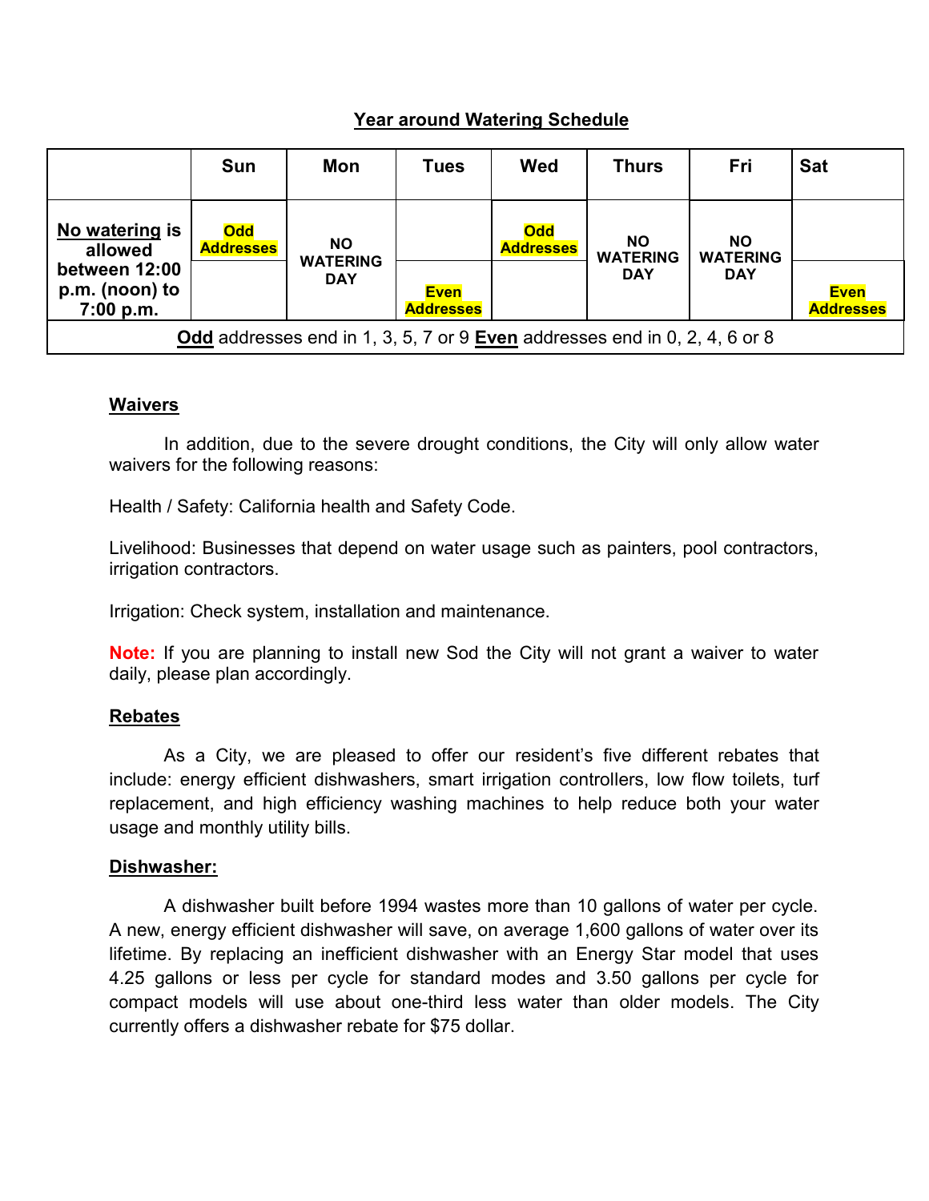## Year around Watering Schedule

| | Sun | Mon | Tues | Wed | Thurs | Fri | Sat |
|---|---|---|---|---|---|---|---|
| **No watering is allowed between 12:00 p.m. (noon) to 7:00 p.m.** | **Odd Addresses** | **NO WATERING DAY** | **Even Addresses** | **Odd Addresses** | **NO WATERING DAY** | **NO WATERING DAY** | **Even Addresses** |

**Odd** addresses end in 1, 3, 5, 7 or 9 **Even** addresses end in 0, 2, 4, 6 or 8

### Waivers

In addition, due to the severe drought conditions, the City will only allow water waivers for the following reasons:

Health / Safety: California health and Safety Code.

Livelihood: Businesses that depend on water usage such as painters, pool contractors, irrigation contractors.

Irrigation: Check system, installation and maintenance.

**Note:** If you are planning to install new Sod the City will not grant a waiver to water daily, please plan accordingly.

### Rebates

As a City, we are pleased to offer our resident's five different rebates that include: energy efficient dishwashers, smart irrigation controllers, low flow toilets, turf replacement, and high efficiency washing machines to help reduce both your water usage and monthly utility bills.

### Dishwasher:

A dishwasher built before 1994 wastes more than 10 gallons of water per cycle. A new, energy efficient dishwasher will save, on average 1,600 gallons of water over its lifetime. By replacing an inefficient dishwasher with an Energy Star model that uses 4.25 gallons or less per cycle for standard modes and 3.50 gallons per cycle for compact models will use about one-third less water than older models. The City currently offers a dishwasher rebate for $75 dollar.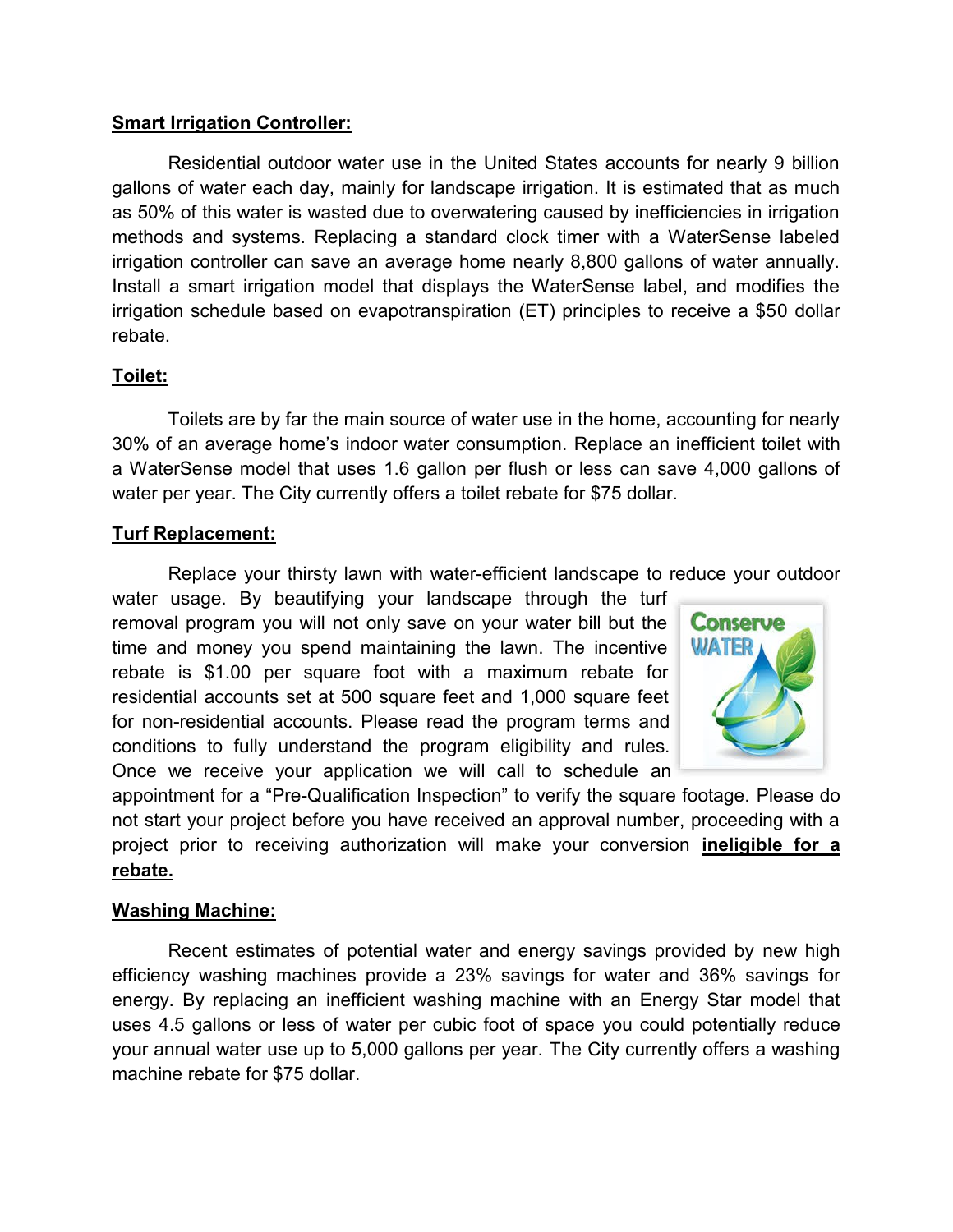**Smart Irrigation Controller:**

Residential outdoor water use in the United States accounts for nearly 9 billion gallons of water each day, mainly for landscape irrigation. It is estimated that as much as 50% of this water is wasted due to overwatering caused by inefficiencies in irrigation methods and systems. Replacing a standard clock timer with a WaterSense labeled irrigation controller can save an average home nearly 8,800 gallons of water annually. Install a smart irrigation model that displays the WaterSense label, and modifies the irrigation schedule based on evapotranspiration (ET) principles to receive a $50 dollar rebate.

**Toilet:**

Toilets are by far the main source of water use in the home, accounting for nearly 30% of an average home's indoor water consumption. Replace an inefficient toilet with a WaterSense model that uses 1.6 gallon per flush or less can save 4,000 gallons of water per year. The City currently offers a toilet rebate for $75 dollar.

**Turf Replacement:**

Replace your thirsty lawn with water-efficient landscape to reduce your outdoor water usage. By beautifying your landscape through the turf removal program you will not only save on your water bill but the time and money you spend maintaining the lawn. The incentive rebate is $1.00 per square foot with a maximum rebate for residential accounts set at 500 square feet and 1,000 square feet for non-residential accounts. Please read the program terms and conditions to fully understand the program eligibility and rules. Once we receive your application we will call to schedule an appointment for a "Pre-Qualification Inspection" to verify the square footage. Please do not start your project before you have received an approval number, proceeding with a project prior to receiving authorization will make your conversion **ineligible for a rebate.**

**Washing Machine:**

Recent estimates of potential water and energy savings provided by new high efficiency washing machines provide a 23% savings for water and 36% savings for energy. By replacing an inefficient washing machine with an Energy Star model that uses 4.5 gallons or less of water per cubic foot of space you could potentially reduce your annual water use up to 5,000 gallons per year. The City currently offers a washing machine rebate for $75 dollar.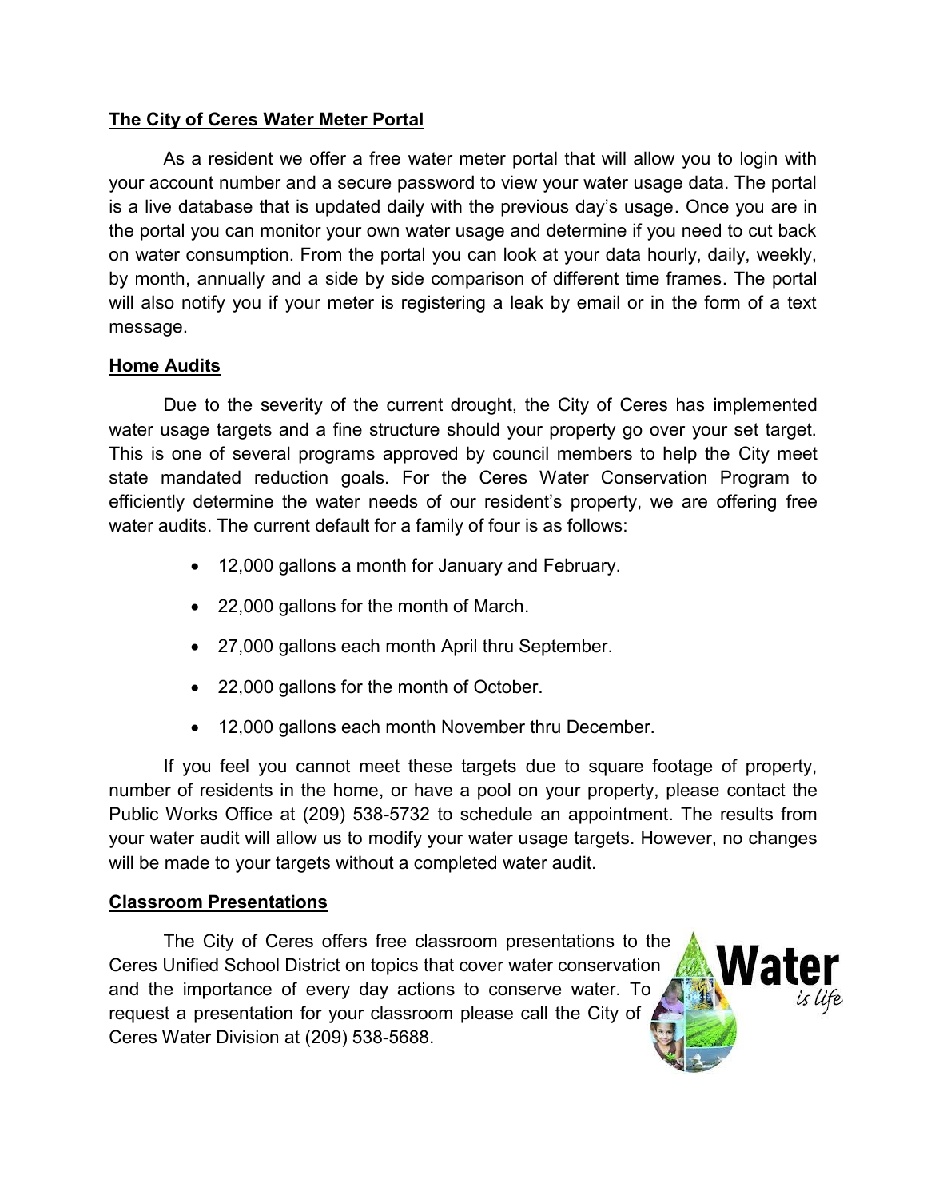## The City of Ceres Water Meter Portal

As a resident we offer a free water meter portal that will allow you to login with your account number and a secure password to view your water usage data. The portal is a live database that is updated daily with the previous day's usage. Once you are in the portal you can monitor your own water usage and determine if you need to cut back on water consumption. From the portal you can look at your data hourly, daily, weekly, by month, annually and a side by side comparison of different time frames. The portal will also notify you if your meter is registering a leak by email or in the form of a text message.

## Home Audits

Due to the severity of the current drought, the City of Ceres has implemented water usage targets and a fine structure should your property go over your set target. This is one of several programs approved by council members to help the City meet state mandated reduction goals. For the Ceres Water Conservation Program to efficiently determine the water needs of our resident's property, we are offering free water audits. The current default for a family of four is as follows:

- 12,000 gallons a month for January and February.
- 22,000 gallons for the month of March.
- 27,000 gallons each month April thru September.
- 22,000 gallons for the month of October.
- 12,000 gallons each month November thru December.

If you feel you cannot meet these targets due to square footage of property, number of residents in the home, or have a pool on your property, please contact the Public Works Office at (209) 538-5732 to schedule an appointment. The results from your water audit will allow us to modify your water usage targets. However, no changes will be made to your targets without a completed water audit.

## Classroom Presentations

The City of Ceres offers free classroom presentations to the Ceres Unified School District on topics that cover water conservation and the importance of every day actions to conserve water. To request a presentation for your classroom please call the City of Ceres Water Division at (209) 538-5688.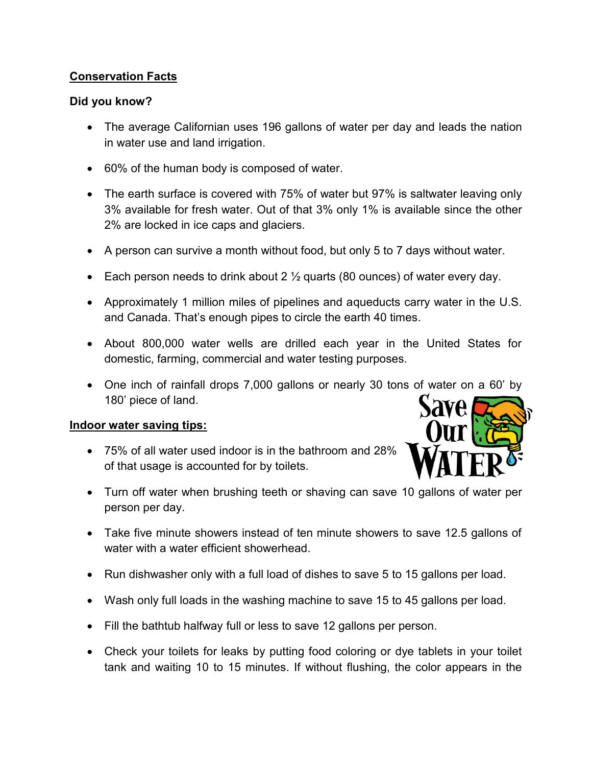**Conservation Facts**

**Did you know?**

- The average Californian uses 196 gallons of water per day and leads the nation in water use and land irrigation.
- 60% of the human body is composed of water.
- The earth surface is covered with 75% of water but 97% is saltwater leaving only 3% available for fresh water. Out of that 3% only 1% is available since the other 2% are locked in ice caps and glaciers.
- A person can survive a month without food, but only 5 to 7 days without water.
- Each person needs to drink about 2 ½ quarts (80 ounces) of water every day.
- Approximately 1 million miles of pipelines and aqueducts carry water in the U.S. and Canada. That's enough pipes to circle the earth 40 times.
- About 800,000 water wells are drilled each year in the United States for domestic, farming, commercial and water testing purposes.
- One inch of rainfall drops 7,000 gallons or nearly 30 tons of water on a 60' by 180' piece of land.

**Indoor water saving tips:**

- 75% of all water used indoor is in the bathroom and 28% of that usage is accounted for by toilets.
- Turn off water when brushing teeth or shaving can save 10 gallons of water per person per day.
- Take five minute showers instead of ten minute showers to save 12.5 gallons of water with a water efficient showerhead.
- Run dishwasher only with a full load of dishes to save 5 to 15 gallons per load.
- Wash only full loads in the washing machine to save 15 to 45 gallons per load.
- Fill the bathtub halfway full or less to save 12 gallons per person.
- Check your toilets for leaks by putting food coloring or dye tablets in your toilet tank and waiting 10 to 15 minutes. If without flushing, the color appears in the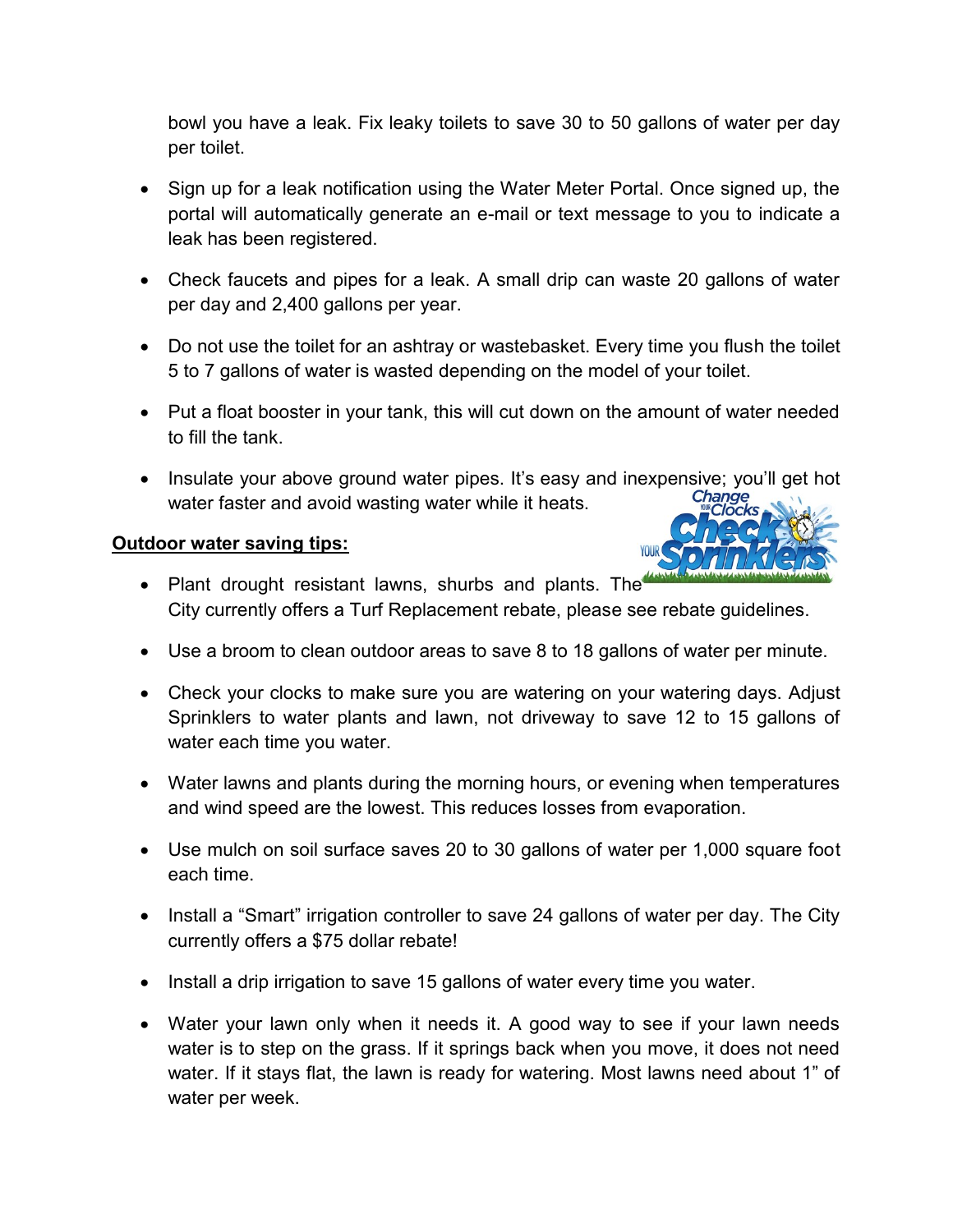bowl you have a leak. Fix leaky toilets to save 30 to 50 gallons of water per day per toilet.

- Sign up for a leak notification using the Water Meter Portal. Once signed up, the portal will automatically generate an e-mail or text message to you to indicate a leak has been registered.

- Check faucets and pipes for a leak. A small drip can waste 20 gallons of water per day and 2,400 gallons per year.

- Do not use the toilet for an ashtray or wastebasket. Every time you flush the toilet 5 to 7 gallons of water is wasted depending on the model of your toilet.

- Put a float booster in your tank, this will cut down on the amount of water needed to fill the tank.

- Insulate your above ground water pipes. It's easy and inexpensive; you'll get hot water faster and avoid wasting water while it heats.

**<u>Outdoor water saving tips:</u>**

- Plant drought resistant lawns, shurbs and plants. The City currently offers a Turf Replacement rebate, please see rebate guidelines.

- Use a broom to clean outdoor areas to save 8 to 18 gallons of water per minute.

- Check your clocks to make sure you are watering on your watering days. Adjust Sprinklers to water plants and lawn, not driveway to save 12 to 15 gallons of water each time you water.

- Water lawns and plants during the morning hours, or evening when temperatures and wind speed are the lowest. This reduces losses from evaporation.

- Use mulch on soil surface saves 20 to 30 gallons of water per 1,000 square foot each time.

- Install a "Smart" irrigation controller to save 24 gallons of water per day. The City currently offers a $75 dollar rebate!

- Install a drip irrigation to save 15 gallons of water every time you water.

- Water your lawn only when it needs it. A good way to see if your lawn needs water is to step on the grass. If it springs back when you move, it does not need water. If it stays flat, the lawn is ready for watering. Most lawns need about 1" of water per week.